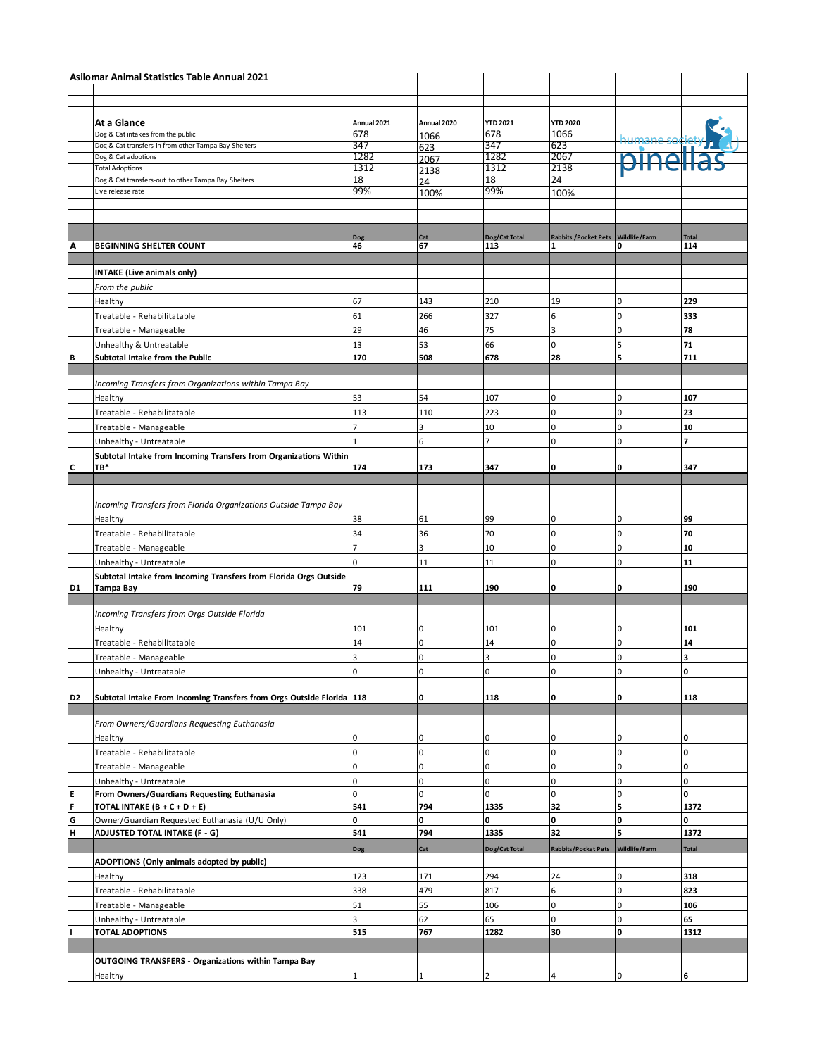# Asilomar Animal Statistics Table Annual 2021

| | At a Glance | Annual 2021 | Annual 2020 | YTD 2021 | YTD 2020 | | |
|---|---|---|---|---|---|---|---|
| | Dog & Cat intakes from the public | 678 | 1066 | 678 | 1066 | | |
| | Dog & Cat transfers-in from other Tampa Bay Shelters | 347 | 623 | 347 | 623 | | |
| | Dog & Cat adoptions | 1282 | 2067 | 1282 | 2067 | | |
| | Total Adoptions | 1312 | 2138 | 1312 | 2138 | | |
| | Dog & Cat transfers-out to other Tampa Bay Shelters | 18 | 24 | 18 | 24 | | |
| | Live release rate | 99% | 100% | 99% | 100% | | |

humane society pinellas

| | | Dog | Cat | Dog/Cat Total | Rabbits /Pocket Pets | Wildlife/Farm | Total |
|---|---|---|---|---|---|---|---|
| A | **BEGINNING SHELTER COUNT** | **46** | **67** | **113** | **1** | **0** | **114** |
| | | | | | | | |
| | **INTAKE (Live animals only)** | | | | | | |
| | *From the public* | | | | | | |
| | Healthy | 67 | 143 | 210 | 19 | 0 | **229** |
| | Treatable - Rehabilitatable | 61 | 266 | 327 | 6 | 0 | **333** |
| | Treatable - Manageable | 29 | 46 | 75 | 3 | 0 | **78** |
| | Unhealthy & Untreatable | 13 | 53 | 66 | 0 | 5 | **71** |
| B | **Subtotal Intake from the Public** | **170** | **508** | **678** | **28** | **5** | **711** |
| | | | | | | | |
| | *Incoming Transfers from Organizations within Tampa Bay* | | | | | | |
| | Healthy | 53 | 54 | 107 | 0 | 0 | **107** |
| | Treatable - Rehabilitatable | 113 | 110 | 223 | 0 | 0 | **23** |
| | Treatable - Manageable | 7 | 3 | 10 | 0 | 0 | **10** |
| | Unhealthy - Untreatable | 1 | 6 | 7 | 0 | 0 | **7** |
| C | **Subtotal Intake from Incoming Transfers from Organizations Within TB*** | **174** | **173** | **347** | **0** | **0** | **347** |
| | | | | | | | |
| | *Incoming Transfers from Florida Organizations Outside Tampa Bay* | | | | | | |
| | Healthy | 38 | 61 | 99 | 0 | 0 | **99** |
| | Treatable - Rehabilitatable | 34 | 36 | 70 | 0 | 0 | **70** |
| | Treatable - Manageable | 7 | 3 | 10 | 0 | 0 | **10** |
| | Unhealthy - Untreatable | 0 | 11 | 11 | 0 | 0 | **11** |
| D1 | **Subtotal Intake from Incoming Transfers from Florida Orgs Outside Tampa Bay** | **79** | **111** | **190** | **0** | **0** | **190** |
| | | | | | | | |
| | *Incoming Transfers from Orgs Outside Florida* | | | | | | |
| | Healthy | 101 | 0 | 101 | 0 | 0 | **101** |
| | Treatable - Rehabilitatable | 14 | 0 | 14 | 0 | 0 | **14** |
| | Treatable - Manageable | 3 | 0 | 3 | 0 | 0 | **3** |
| | Unhealthy - Untreatable | 0 | 0 | 0 | 0 | 0 | **0** |
| D2 | **Subtotal Intake From Incoming Transfers from Orgs Outside Florida** | **118** | **0** | **118** | **0** | **0** | **118** |
| | | | | | | | |
| | *From Owners/Guardians Requesting Euthanasia* | | | | | | |
| | Healthy | 0 | 0 | 0 | 0 | 0 | **0** |
| | Treatable - Rehabilitatable | 0 | 0 | 0 | 0 | 0 | **0** |
| | Treatable - Manageable | 0 | 0 | 0 | 0 | 0 | **0** |
| | Unhealthy - Untreatable | 0 | 0 | 0 | 0 | 0 | **0** |
| E | **From Owners/Guardians Requesting Euthanasia** | 0 | 0 | 0 | 0 | 0 | **0** |
| F | **TOTAL INTAKE (B + C + D + E)** | **541** | **794** | **1335** | **32** | **5** | **1372** |
| G | Owner/Guardian Requested Euthanasia (U/U Only) | **0** | **0** | **0** | **0** | **0** | **0** |
| H | **ADJUSTED TOTAL INTAKE (F - G)** | **541** | **794** | **1335** | **32** | **5** | **1372** |
| | | Dog | Cat | Dog/Cat Total | Rabbits/Pocket Pets | Wildlife/Farm | Total |
| | **ADOPTIONS (Only animals adopted by public)** | | | | | | |
| | Healthy | 123 | 171 | 294 | 24 | 0 | **318** |
| | Treatable - Rehabilitatable | 338 | 479 | 817 | 6 | 0 | **823** |
| | Treatable - Manageable | 51 | 55 | 106 | 0 | 0 | **106** |
| | Unhealthy - Untreatable | 3 | 62 | 65 | 0 | 0 | **65** |
| I | **TOTAL ADOPTIONS** | **515** | **767** | **1282** | **30** | **0** | **1312** |
| | | | | | | | |
| | **OUTGOING TRANSFERS - Organizations within Tampa Bay** | | | | | | |
| | Healthy | 1 | 1 | 2 | 4 | 0 | **6** |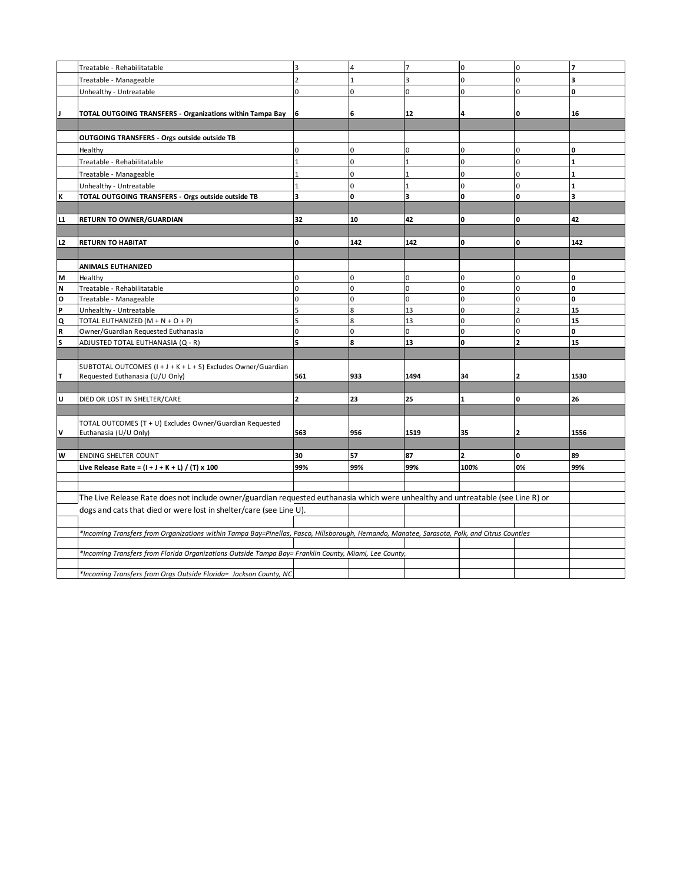| | | | | | | | |
|---|---|---|---|---|---|---|---|
| | Treatable - Rehabilitatable | 3 | 4 | 7 | 0 | 0 | **7** |
| | Treatable - Manageable | 2 | 1 | 3 | 0 | 0 | **3** |
| | Unhealthy - Untreatable | 0 | 0 | 0 | 0 | 0 | **0** |
| **J** | **TOTAL OUTGOING TRANSFERS - Organizations within Tampa Bay** | **6** | **6** | **12** | **4** | **0** | **16** |
| | | | | | | | |
| | **OUTGOING TRANSFERS - Orgs outside outside TB** | | | | | | |
| | Healthy | 0 | 0 | 0 | 0 | 0 | **0** |
| | Treatable - Rehabilitatable | 1 | 0 | 1 | 0 | 0 | **1** |
| | Treatable - Manageable | 1 | 0 | 1 | 0 | 0 | **1** |
| | Unhealthy - Untreatable | 1 | 0 | 1 | 0 | 0 | **1** |
| **K** | **TOTAL OUTGOING TRANSFERS - Orgs outside outside TB** | **3** | **0** | **3** | **0** | **0** | **3** |
| | | | | | | | |
| **L1** | **RETURN TO OWNER/GUARDIAN** | **32** | **10** | **42** | **0** | **0** | **42** |
| | | | | | | | |
| **L2** | **RETURN TO HABITAT** | **0** | **142** | **142** | **0** | **0** | **142** |
| | | | | | | | |
| | **ANIMALS EUTHANIZED** | | | | | | |
| **M** | Healthy | 0 | 0 | 0 | 0 | 0 | **0** |
| **N** | Treatable - Rehabilitatable | 0 | 0 | 0 | 0 | 0 | **0** |
| **O** | Treatable - Manageable | 0 | 0 | 0 | 0 | 0 | **0** |
| **P** | Unhealthy - Untreatable | 5 | 8 | 13 | 0 | 2 | **15** |
| **Q** | TOTAL EUTHANIZED (M + N + O + P) | 5 | 8 | 13 | 0 | 0 | **15** |
| **R** | Owner/Guardian Requested Euthanasia | 0 | 0 | 0 | 0 | 0 | **0** |
| **S** | ADJUSTED TOTAL EUTHANASIA (Q - R) | **5** | **8** | **13** | **0** | **2** | **15** |
| | | | | | | | |
| **T** | SUBTOTAL OUTCOMES (I + J + K + L + S) Excludes Owner/Guardian Requested Euthanasia (U/U Only) | **561** | **933** | **1494** | **34** | **2** | **1530** |
| | | | | | | | |
| **U** | DIED OR LOST IN SHELTER/CARE | **2** | **23** | **25** | **1** | **0** | **26** |
| | | | | | | | |
| **V** | TOTAL OUTCOMES (T + U) Excludes Owner/Guardian Requested Euthanasia (U/U Only) | **563** | **956** | **1519** | **35** | **2** | **1556** |
| | | | | | | | |
| **W** | ENDING SHELTER COUNT | **30** | **57** | **87** | **2** | **0** | **89** |
| | **Live Release Rate = (I + J + K + L) / (T) x 100** | **99%** | **99%** | **99%** | **100%** | **0%** | **99%** |

The Live Release Rate does not include owner/guardian requested euthanasia which were unhealthy and untreatable (see Line R) or dogs and cats that died or were lost in shelter/care (see Line U).

*\*Incoming Transfers from Organizations within Tampa Bay=Pinellas, Pasco, Hillsborough, Hernando, Manatee, Sarasota, Polk, and Citrus Counties*

*\*Incoming Transfers from Florida Organizations Outside Tampa Bay= Franklin County, Miami, Lee County,*

*\*Incoming Transfers from Orgs Outside Florida= Jackson County, NC*